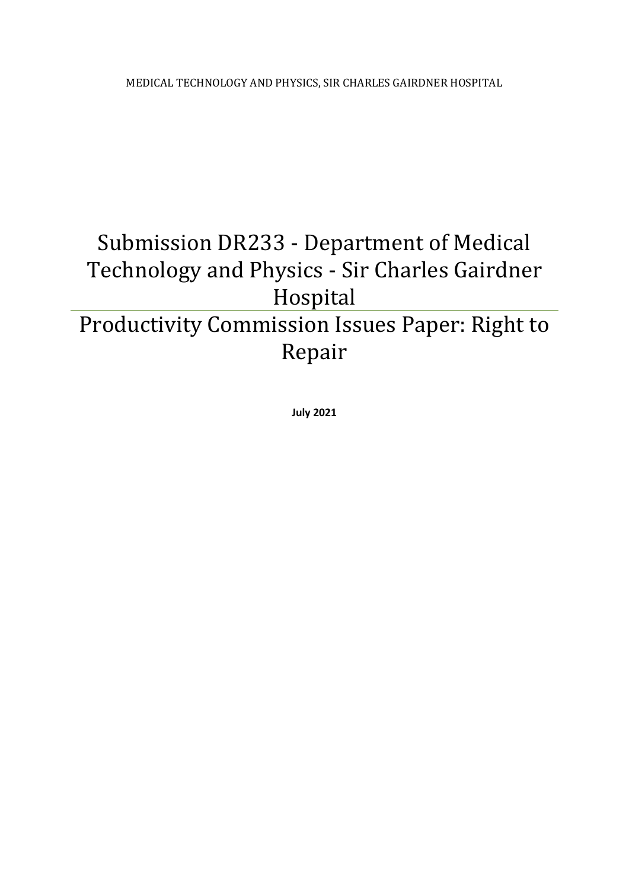MEDICAL TECHNOLOGY AND PHYSICS, SIR CHARLES GAIRDNER HOSPITAL

# Submission DR233 - Department of Medical Technology and Physics - Sir Charles Gairdner Hospital

# Productivity Commission Issues Paper: Right to Repair

**July 2021**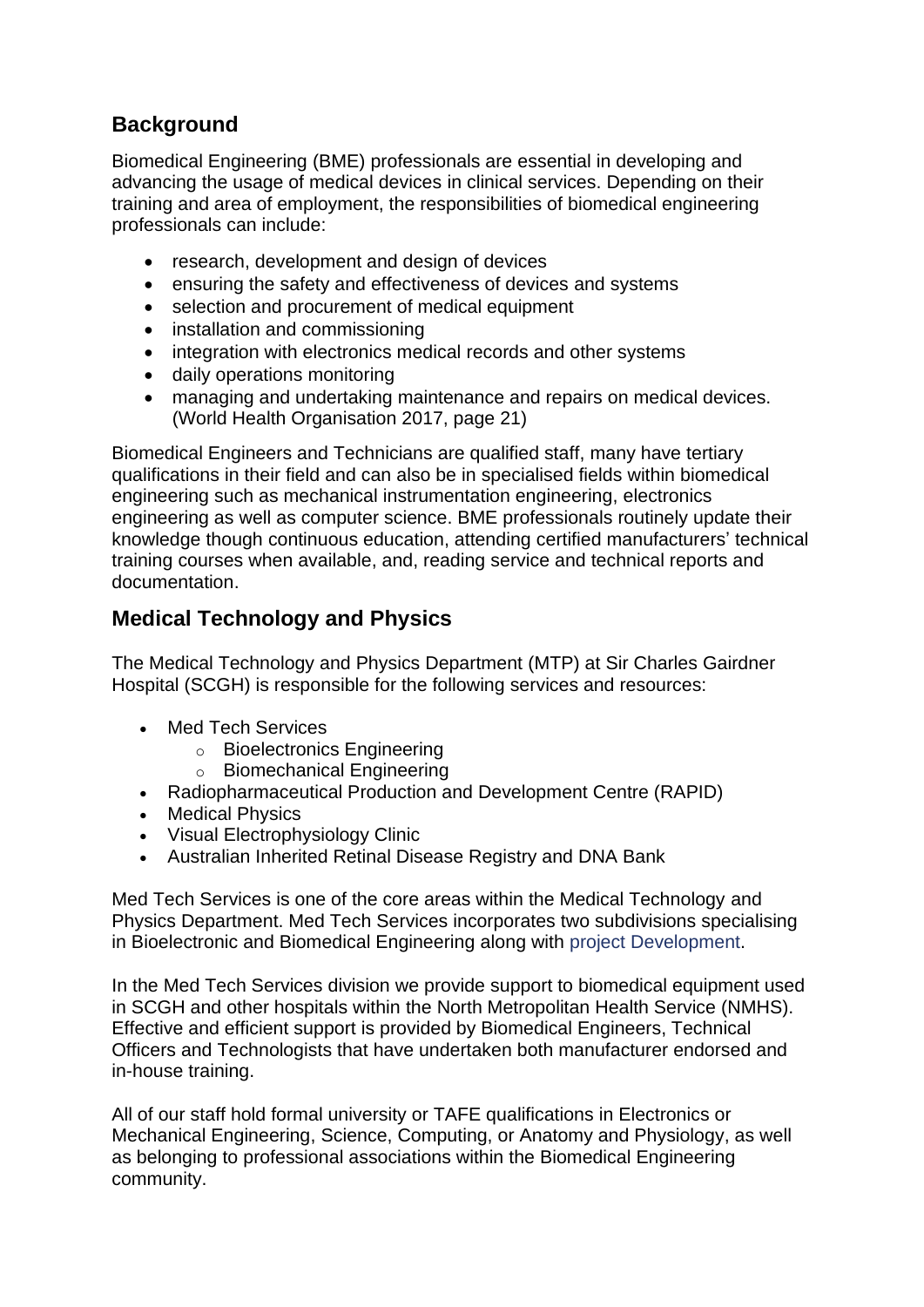## Background

Biomedical Engineering (BME) professionals are essential in developing and advancing the usage of medical devices in clinical services. Depending on their training and area of employment, the responsibilities of biomedical engineering professionals can include:

- research, development and design of devices
- ensuring the safety and effectiveness of devices and systems
- selection and procurement of medical equipment
- installation and commissioning
- integration with electronics medical records and other systems
- daily operations monitoring
- managing and undertaking maintenance and repairs on medical devices. (World Health Organisation 2017, page 21)

Biomedical Engineers and Technicians are qualified staff, many have tertiary qualifications in their field and can also be in specialised fields within biomedical engineering such as mechanical instrumentation engineering, electronics engineering as well as computer science. BME professionals routinely update their knowledge though continuous education, attending certified manufacturers' technical training courses when available, and, reading service and technical reports and documentation.

## Medical Technology and Physics

The Medical Technology and Physics Department (MTP) at Sir Charles Gairdner Hospital (SCGH) is responsible for the following services and resources:

- Med Tech Services
  - Bioelectronics Engineering
  - Biomechanical Engineering
- Radiopharmaceutical Production and Development Centre (RAPID)
- Medical Physics
- Visual Electrophysiology Clinic
- Australian Inherited Retinal Disease Registry and DNA Bank

Med Tech Services is one of the core areas within the Medical Technology and Physics Department. Med Tech Services incorporates two subdivisions specialising in Bioelectronic and Biomedical Engineering along with project Development.

In the Med Tech Services division we provide support to biomedical equipment used in SCGH and other hospitals within the North Metropolitan Health Service (NMHS). Effective and efficient support is provided by Biomedical Engineers, Technical Officers and Technologists that have undertaken both manufacturer endorsed and in-house training.

All of our staff hold formal university or TAFE qualifications in Electronics or Mechanical Engineering, Science, Computing, or Anatomy and Physiology, as well as belonging to professional associations within the Biomedical Engineering community.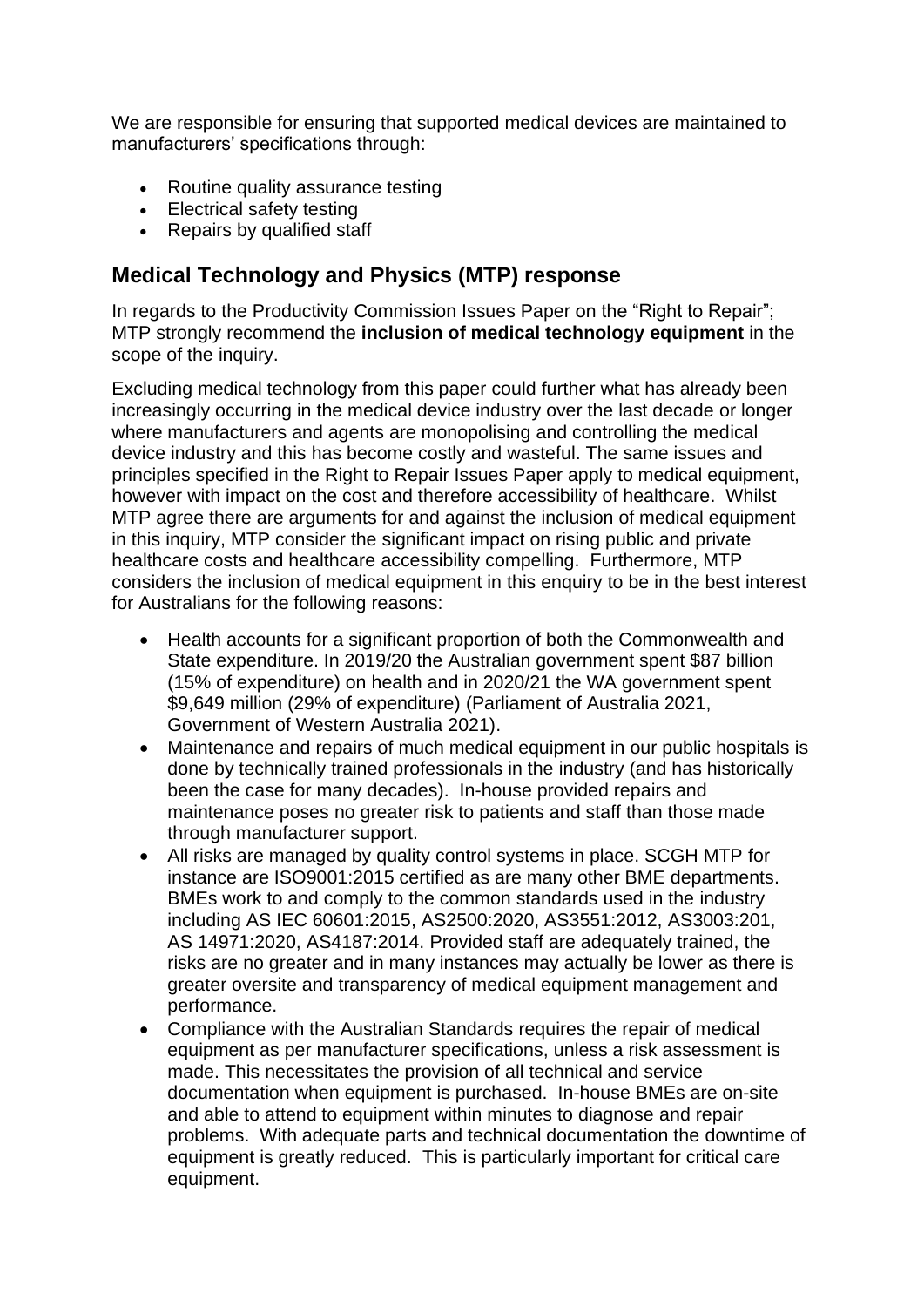We are responsible for ensuring that supported medical devices are maintained to manufacturers' specifications through:

- Routine quality assurance testing
- Electrical safety testing
- Repairs by qualified staff

## Medical Technology and Physics (MTP) response

In regards to the Productivity Commission Issues Paper on the "Right to Repair"; MTP strongly recommend the **inclusion of medical technology equipment** in the scope of the inquiry.

Excluding medical technology from this paper could further what has already been increasingly occurring in the medical device industry over the last decade or longer where manufacturers and agents are monopolising and controlling the medical device industry and this has become costly and wasteful. The same issues and principles specified in the Right to Repair Issues Paper apply to medical equipment, however with impact on the cost and therefore accessibility of healthcare. Whilst MTP agree there are arguments for and against the inclusion of medical equipment in this inquiry, MTP consider the significant impact on rising public and private healthcare costs and healthcare accessibility compelling. Furthermore, MTP considers the inclusion of medical equipment in this enquiry to be in the best interest for Australians for the following reasons:

- Health accounts for a significant proportion of both the Commonwealth and State expenditure. In 2019/20 the Australian government spent $87 billion (15% of expenditure) on health and in 2020/21 the WA government spent $9,649 million (29% of expenditure) (Parliament of Australia 2021, Government of Western Australia 2021).
- Maintenance and repairs of much medical equipment in our public hospitals is done by technically trained professionals in the industry (and has historically been the case for many decades). In-house provided repairs and maintenance poses no greater risk to patients and staff than those made through manufacturer support.
- All risks are managed by quality control systems in place. SCGH MTP for instance are ISO9001:2015 certified as are many other BME departments. BMEs work to and comply to the common standards used in the industry including AS IEC 60601:2015, AS2500:2020, AS3551:2012, AS3003:201, AS 14971:2020, AS4187:2014. Provided staff are adequately trained, the risks are no greater and in many instances may actually be lower as there is greater oversite and transparency of medical equipment management and performance.
- Compliance with the Australian Standards requires the repair of medical equipment as per manufacturer specifications, unless a risk assessment is made. This necessitates the provision of all technical and service documentation when equipment is purchased. In-house BMEs are on-site and able to attend to equipment within minutes to diagnose and repair problems. With adequate parts and technical documentation the downtime of equipment is greatly reduced. This is particularly important for critical care equipment.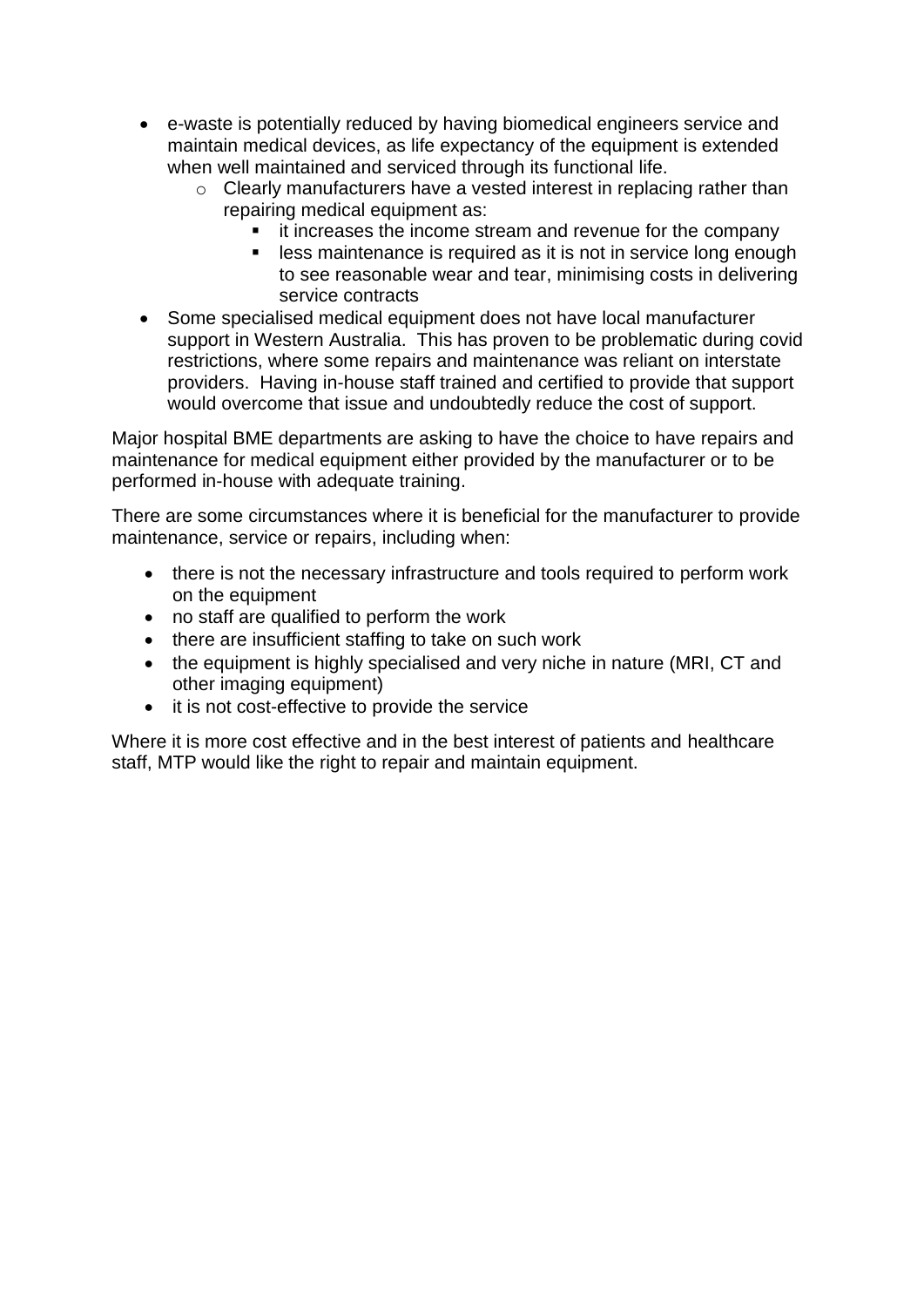- e-waste is potentially reduced by having biomedical engineers service and maintain medical devices, as life expectancy of the equipment is extended when well maintained and serviced through its functional life.
    - Clearly manufacturers have a vested interest in replacing rather than repairing medical equipment as:
        - it increases the income stream and revenue for the company
        - less maintenance is required as it is not in service long enough to see reasonable wear and tear, minimising costs in delivering service contracts
- Some specialised medical equipment does not have local manufacturer support in Western Australia. This has proven to be problematic during covid restrictions, where some repairs and maintenance was reliant on interstate providers. Having in-house staff trained and certified to provide that support would overcome that issue and undoubtedly reduce the cost of support.

Major hospital BME departments are asking to have the choice to have repairs and maintenance for medical equipment either provided by the manufacturer or to be performed in-house with adequate training.

There are some circumstances where it is beneficial for the manufacturer to provide maintenance, service or repairs, including when:

- there is not the necessary infrastructure and tools required to perform work on the equipment
- no staff are qualified to perform the work
- there are insufficient staffing to take on such work
- the equipment is highly specialised and very niche in nature (MRI, CT and other imaging equipment)
- it is not cost-effective to provide the service

Where it is more cost effective and in the best interest of patients and healthcare staff, MTP would like the right to repair and maintain equipment.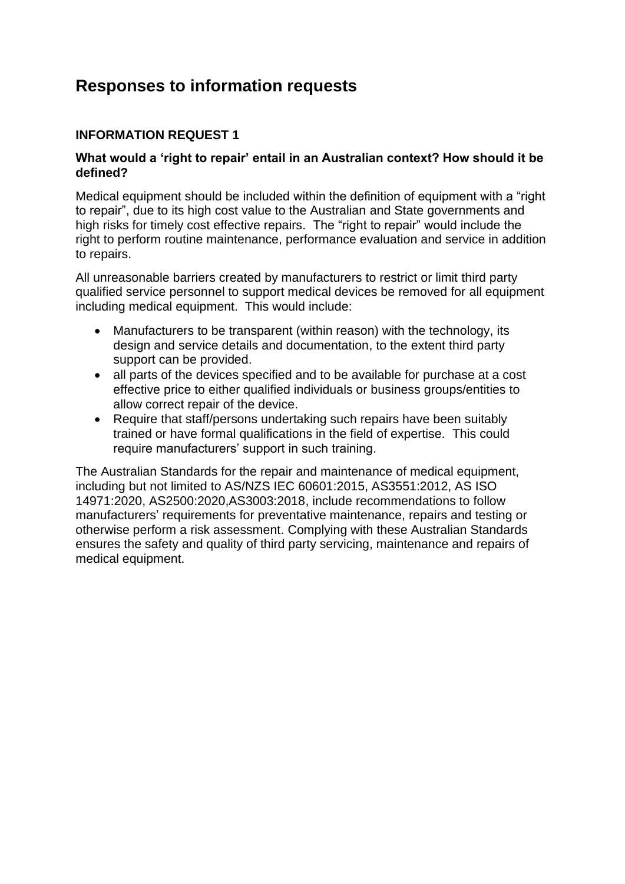# Responses to information requests

### INFORMATION REQUEST 1

**What would a 'right to repair' entail in an Australian context? How should it be defined?**

Medical equipment should be included within the definition of equipment with a "right to repair", due to its high cost value to the Australian and State governments and high risks for timely cost effective repairs. The "right to repair" would include the right to perform routine maintenance, performance evaluation and service in addition to repairs.

All unreasonable barriers created by manufacturers to restrict or limit third party qualified service personnel to support medical devices be removed for all equipment including medical equipment. This would include:

- Manufacturers to be transparent (within reason) with the technology, its design and service details and documentation, to the extent third party support can be provided.
- all parts of the devices specified and to be available for purchase at a cost effective price to either qualified individuals or business groups/entities to allow correct repair of the device.
- Require that staff/persons undertaking such repairs have been suitably trained or have formal qualifications in the field of expertise. This could require manufacturers' support in such training.

The Australian Standards for the repair and maintenance of medical equipment, including but not limited to AS/NZS IEC 60601:2015, AS3551:2012, AS ISO 14971:2020, AS2500:2020,AS3003:2018, include recommendations to follow manufacturers' requirements for preventative maintenance, repairs and testing or otherwise perform a risk assessment. Complying with these Australian Standards ensures the safety and quality of third party servicing, maintenance and repairs of medical equipment.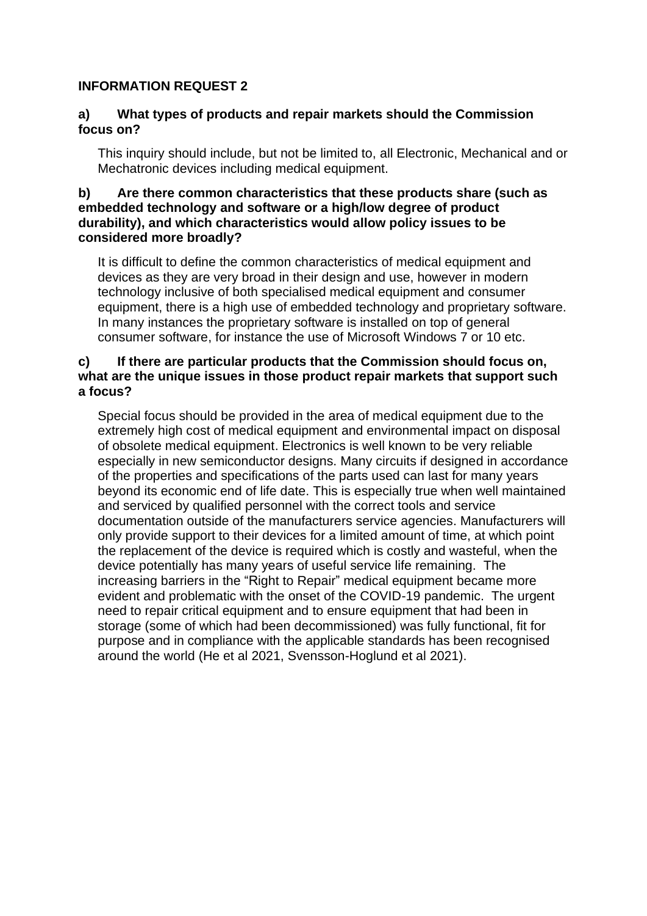**INFORMATION REQUEST 2**

**a) What types of products and repair markets should the Commission focus on?**

This inquiry should include, but not be limited to, all Electronic, Mechanical and or Mechatronic devices including medical equipment.

**b) Are there common characteristics that these products share (such as embedded technology and software or a high/low degree of product durability), and which characteristics would allow policy issues to be considered more broadly?**

It is difficult to define the common characteristics of medical equipment and devices as they are very broad in their design and use, however in modern technology inclusive of both specialised medical equipment and consumer equipment, there is a high use of embedded technology and proprietary software. In many instances the proprietary software is installed on top of general consumer software, for instance the use of Microsoft Windows 7 or 10 etc.

**c) If there are particular products that the Commission should focus on, what are the unique issues in those product repair markets that support such a focus?**

Special focus should be provided in the area of medical equipment due to the extremely high cost of medical equipment and environmental impact on disposal of obsolete medical equipment. Electronics is well known to be very reliable especially in new semiconductor designs. Many circuits if designed in accordance of the properties and specifications of the parts used can last for many years beyond its economic end of life date. This is especially true when well maintained and serviced by qualified personnel with the correct tools and service documentation outside of the manufacturers service agencies. Manufacturers will only provide support to their devices for a limited amount of time, at which point the replacement of the device is required which is costly and wasteful, when the device potentially has many years of useful service life remaining. The increasing barriers in the "Right to Repair" medical equipment became more evident and problematic with the onset of the COVID-19 pandemic. The urgent need to repair critical equipment and to ensure equipment that had been in storage (some of which had been decommissioned) was fully functional, fit for purpose and in compliance with the applicable standards has been recognised around the world (He et al 2021, Svensson-Hoglund et al 2021).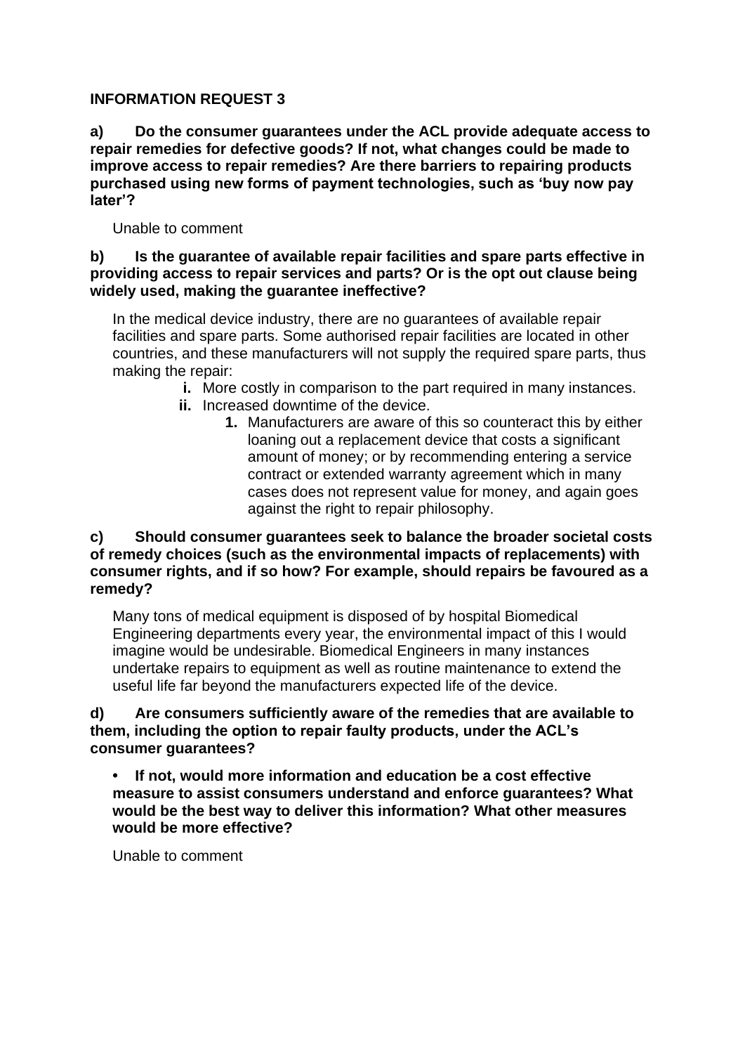## INFORMATION REQUEST 3

**a) Do the consumer guarantees under the ACL provide adequate access to repair remedies for defective goods? If not, what changes could be made to improve access to repair remedies? Are there barriers to repairing products purchased using new forms of payment technologies, such as 'buy now pay later'?**

Unable to comment

**b) Is the guarantee of available repair facilities and spare parts effective in providing access to repair services and parts? Or is the opt out clause being widely used, making the guarantee ineffective?**

In the medical device industry, there are no guarantees of available repair facilities and spare parts. Some authorised repair facilities are located in other countries, and these manufacturers will not supply the required spare parts, thus making the repair:

- **i.** More costly in comparison to the part required in many instances.
- **ii.** Increased downtime of the device.
    1. Manufacturers are aware of this so counteract this by either loaning out a replacement device that costs a significant amount of money; or by recommending entering a service contract or extended warranty agreement which in many cases does not represent value for money, and again goes against the right to repair philosophy.

**c) Should consumer guarantees seek to balance the broader societal costs of remedy choices (such as the environmental impacts of replacements) with consumer rights, and if so how? For example, should repairs be favoured as a remedy?**

Many tons of medical equipment is disposed of by hospital Biomedical Engineering departments every year, the environmental impact of this I would imagine would be undesirable. Biomedical Engineers in many instances undertake repairs to equipment as well as routine maintenance to extend the useful life far beyond the manufacturers expected life of the device.

**d) Are consumers sufficiently aware of the remedies that are available to them, including the option to repair faulty products, under the ACL's consumer guarantees?**

- **If not, would more information and education be a cost effective measure to assist consumers understand and enforce guarantees? What would be the best way to deliver this information? What other measures would be more effective?**

Unable to comment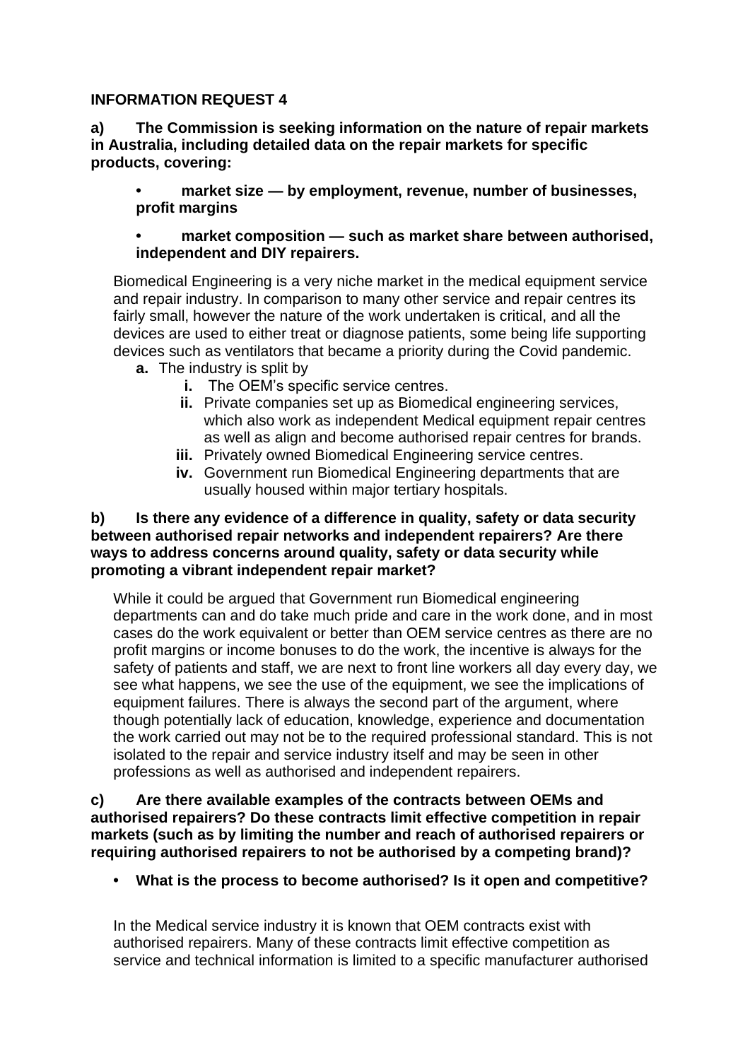**INFORMATION REQUEST 4**

**a) The Commission is seeking information on the nature of repair markets in Australia, including detailed data on the repair markets for specific products, covering:**

- **market size — by employment, revenue, number of businesses, profit margins**
- **market composition — such as market share between authorised, independent and DIY repairers.**

Biomedical Engineering is a very niche market in the medical equipment service and repair industry. In comparison to many other service and repair centres its fairly small, however the nature of the work undertaken is critical, and all the devices are used to either treat or diagnose patients, some being life supporting devices such as ventilators that became a priority during the Covid pandemic.

- **a.** The industry is split by
  - **i.** The OEM's specific service centres.
  - **ii.** Private companies set up as Biomedical engineering services, which also work as independent Medical equipment repair centres as well as align and become authorised repair centres for brands.
  - **iii.** Privately owned Biomedical Engineering service centres.
  - **iv.** Government run Biomedical Engineering departments that are usually housed within major tertiary hospitals.

**b) Is there any evidence of a difference in quality, safety or data security between authorised repair networks and independent repairers? Are there ways to address concerns around quality, safety or data security while promoting a vibrant independent repair market?**

While it could be argued that Government run Biomedical engineering departments can and do take much pride and care in the work done, and in most cases do the work equivalent or better than OEM service centres as there are no profit margins or income bonuses to do the work, the incentive is always for the safety of patients and staff, we are next to front line workers all day every day, we see what happens, we see the use of the equipment, we see the implications of equipment failures. There is always the second part of the argument, where though potentially lack of education, knowledge, experience and documentation the work carried out may not be to the required professional standard. This is not isolated to the repair and service industry itself and may be seen in other professions as well as authorised and independent repairers.

**c) Are there available examples of the contracts between OEMs and authorised repairers? Do these contracts limit effective competition in repair markets (such as by limiting the number and reach of authorised repairers or requiring authorised repairers to not be authorised by a competing brand)?**

- **What is the process to become authorised? Is it open and competitive?**

In the Medical service industry it is known that OEM contracts exist with authorised repairers. Many of these contracts limit effective competition as service and technical information is limited to a specific manufacturer authorised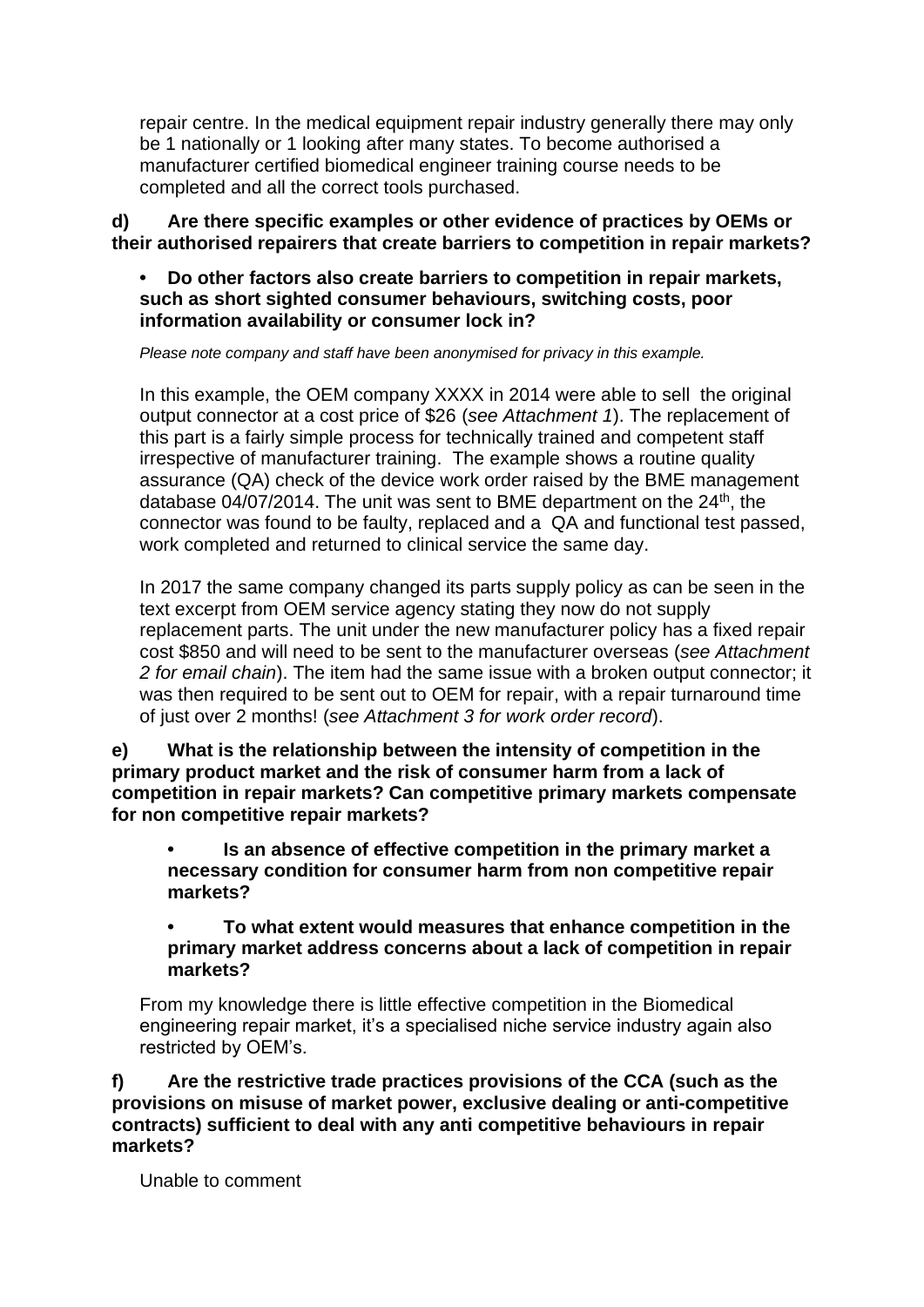repair centre. In the medical equipment repair industry generally there may only be 1 nationally or 1 looking after many states. To become authorised a manufacturer certified biomedical engineer training course needs to be completed and all the correct tools purchased.

**d) Are there specific examples or other evidence of practices by OEMs or their authorised repairers that create barriers to competition in repair markets?**

- **Do other factors also create barriers to competition in repair markets, such as short sighted consumer behaviours, switching costs, poor information availability or consumer lock in?**

*Please note company and staff have been anonymised for privacy in this example.*

In this example, the OEM company XXXX in 2014 were able to sell the original output connector at a cost price of $26 (*see Attachment 1*). The replacement of this part is a fairly simple process for technically trained and competent staff irrespective of manufacturer training. The example shows a routine quality assurance (QA) check of the device work order raised by the BME management database 04/07/2014. The unit was sent to BME department on the 24th, the connector was found to be faulty, replaced and a QA and functional test passed, work completed and returned to clinical service the same day.

In 2017 the same company changed its parts supply policy as can be seen in the text excerpt from OEM service agency stating they now do not supply replacement parts. The unit under the new manufacturer policy has a fixed repair cost $850 and will need to be sent to the manufacturer overseas (*see Attachment 2 for email chain*). The item had the same issue with a broken output connector; it was then required to be sent out to OEM for repair, with a repair turnaround time of just over 2 months! (*see Attachment 3 for work order record*).

**e) What is the relationship between the intensity of competition in the primary product market and the risk of consumer harm from a lack of competition in repair markets? Can competitive primary markets compensate for non competitive repair markets?**

- **Is an absence of effective competition in the primary market a necessary condition for consumer harm from non competitive repair markets?**
- **To what extent would measures that enhance competition in the primary market address concerns about a lack of competition in repair markets?**

From my knowledge there is little effective competition in the Biomedical engineering repair market, it's a specialised niche service industry again also restricted by OEM's.

**f) Are the restrictive trade practices provisions of the CCA (such as the provisions on misuse of market power, exclusive dealing or anti-competitive contracts) sufficient to deal with any anti competitive behaviours in repair markets?**

Unable to comment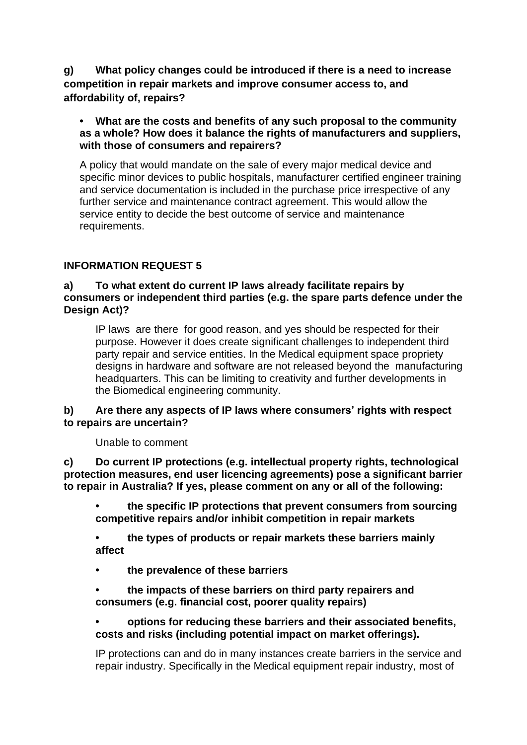**g) What policy changes could be introduced if there is a need to increase competition in repair markets and improve consumer access to, and affordability of, repairs?**

- **What are the costs and benefits of any such proposal to the community as a whole? How does it balance the rights of manufacturers and suppliers, with those of consumers and repairers?**

A policy that would mandate on the sale of every major medical device and specific minor devices to public hospitals, manufacturer certified engineer training and service documentation is included in the purchase price irrespective of any further service and maintenance contract agreement. This would allow the service entity to decide the best outcome of service and maintenance requirements.

**INFORMATION REQUEST 5**

**a) To what extent do current IP laws already facilitate repairs by consumers or independent third parties (e.g. the spare parts defence under the Design Act)?**

IP laws are there for good reason, and yes should be respected for their purpose. However it does create significant challenges to independent third party repair and service entities. In the Medical equipment space propriety designs in hardware and software are not released beyond the manufacturing headquarters. This can be limiting to creativity and further developments in the Biomedical engineering community.

**b) Are there any aspects of IP laws where consumers' rights with respect to repairs are uncertain?**

Unable to comment

**c) Do current IP protections (e.g. intellectual property rights, technological protection measures, end user licencing agreements) pose a significant barrier to repair in Australia? If yes, please comment on any or all of the following:**

- **the specific IP protections that prevent consumers from sourcing competitive repairs and/or inhibit competition in repair markets**
- **the types of products or repair markets these barriers mainly affect**
- **the prevalence of these barriers**
- **the impacts of these barriers on third party repairers and consumers (e.g. financial cost, poorer quality repairs)**
- **options for reducing these barriers and their associated benefits, costs and risks (including potential impact on market offerings).**

IP protections can and do in many instances create barriers in the service and repair industry. Specifically in the Medical equipment repair industry, most of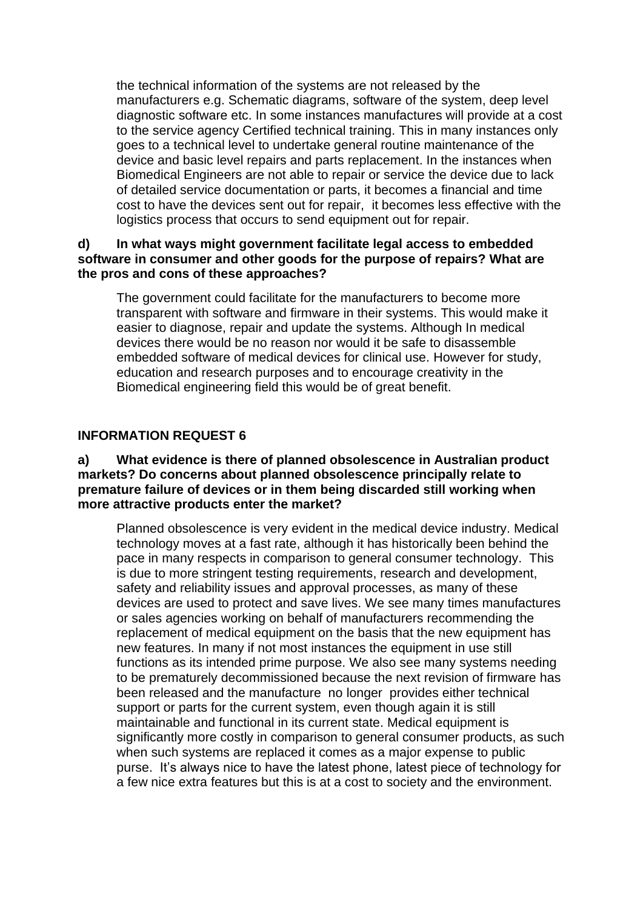the technical information of the systems are not released by the manufacturers e.g. Schematic diagrams, software of the system, deep level diagnostic software etc. In some instances manufactures will provide at a cost to the service agency Certified technical training. This in many instances only goes to a technical level to undertake general routine maintenance of the device and basic level repairs and parts replacement. In the instances when Biomedical Engineers are not able to repair or service the device due to lack of detailed service documentation or parts, it becomes a financial and time cost to have the devices sent out for repair, it becomes less effective with the logistics process that occurs to send equipment out for repair.

**d) In what ways might government facilitate legal access to embedded software in consumer and other goods for the purpose of repairs? What are the pros and cons of these approaches?**

The government could facilitate for the manufacturers to become more transparent with software and firmware in their systems. This would make it easier to diagnose, repair and update the systems. Although In medical devices there would be no reason nor would it be safe to disassemble embedded software of medical devices for clinical use. However for study, education and research purposes and to encourage creativity in the Biomedical engineering field this would be of great benefit.

**INFORMATION REQUEST 6**

**a) What evidence is there of planned obsolescence in Australian product markets? Do concerns about planned obsolescence principally relate to premature failure of devices or in them being discarded still working when more attractive products enter the market?**

Planned obsolescence is very evident in the medical device industry. Medical technology moves at a fast rate, although it has historically been behind the pace in many respects in comparison to general consumer technology. This is due to more stringent testing requirements, research and development, safety and reliability issues and approval processes, as many of these devices are used to protect and save lives. We see many times manufactures or sales agencies working on behalf of manufacturers recommending the replacement of medical equipment on the basis that the new equipment has new features. In many if not most instances the equipment in use still functions as its intended prime purpose. We also see many systems needing to be prematurely decommissioned because the next revision of firmware has been released and the manufacture no longer provides either technical support or parts for the current system, even though again it is still maintainable and functional in its current state. Medical equipment is significantly more costly in comparison to general consumer products, as such when such systems are replaced it comes as a major expense to public purse. It's always nice to have the latest phone, latest piece of technology for a few nice extra features but this is at a cost to society and the environment.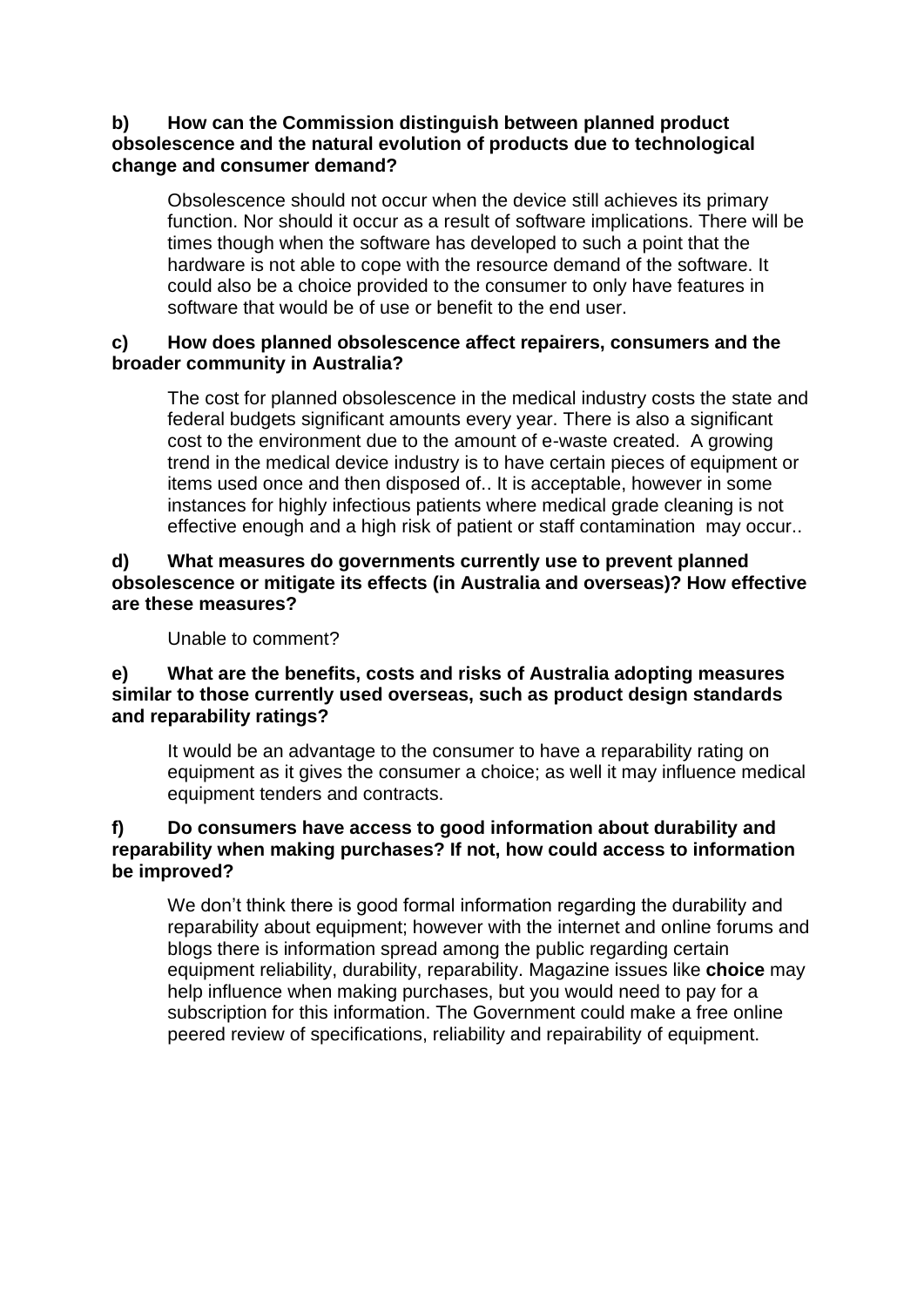**b) How can the Commission distinguish between planned product obsolescence and the natural evolution of products due to technological change and consumer demand?**

Obsolescence should not occur when the device still achieves its primary function. Nor should it occur as a result of software implications. There will be times though when the software has developed to such a point that the hardware is not able to cope with the resource demand of the software. It could also be a choice provided to the consumer to only have features in software that would be of use or benefit to the end user.

**c) How does planned obsolescence affect repairers, consumers and the broader community in Australia?**

The cost for planned obsolescence in the medical industry costs the state and federal budgets significant amounts every year. There is also a significant cost to the environment due to the amount of e-waste created. A growing trend in the medical device industry is to have certain pieces of equipment or items used once and then disposed of.. It is acceptable, however in some instances for highly infectious patients where medical grade cleaning is not effective enough and a high risk of patient or staff contamination may occur..

**d) What measures do governments currently use to prevent planned obsolescence or mitigate its effects (in Australia and overseas)? How effective are these measures?**

Unable to comment?

**e) What are the benefits, costs and risks of Australia adopting measures similar to those currently used overseas, such as product design standards and reparability ratings?**

It would be an advantage to the consumer to have a reparability rating on equipment as it gives the consumer a choice; as well it may influence medical equipment tenders and contracts.

**f) Do consumers have access to good information about durability and reparability when making purchases? If not, how could access to information be improved?**

We don't think there is good formal information regarding the durability and reparability about equipment; however with the internet and online forums and blogs there is information spread among the public regarding certain equipment reliability, durability, reparability. Magazine issues like **choice** may help influence when making purchases, but you would need to pay for a subscription for this information. The Government could make a free online peered review of specifications, reliability and repairability of equipment.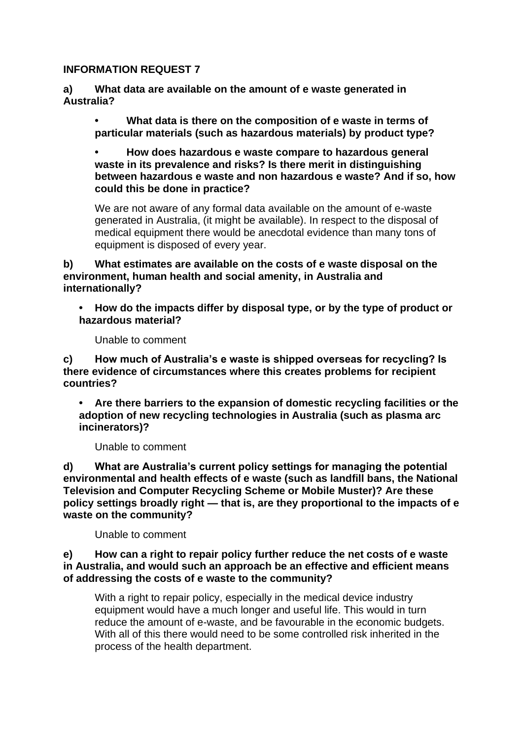**INFORMATION REQUEST 7**

**a) What data are available on the amount of e waste generated in Australia?**

- **What data is there on the composition of e waste in terms of particular materials (such as hazardous materials) by product type?**
- **How does hazardous e waste compare to hazardous general waste in its prevalence and risks? Is there merit in distinguishing between hazardous e waste and non hazardous e waste? And if so, how could this be done in practice?**

We are not aware of any formal data available on the amount of e-waste generated in Australia, (it might be available). In respect to the disposal of medical equipment there would be anecdotal evidence than many tons of equipment is disposed of every year.

**b) What estimates are available on the costs of e waste disposal on the environment, human health and social amenity, in Australia and internationally?**

- **How do the impacts differ by disposal type, or by the type of product or hazardous material?**

Unable to comment

**c) How much of Australia's e waste is shipped overseas for recycling? Is there evidence of circumstances where this creates problems for recipient countries?**

- **Are there barriers to the expansion of domestic recycling facilities or the adoption of new recycling technologies in Australia (such as plasma arc incinerators)?**

Unable to comment

**d) What are Australia's current policy settings for managing the potential environmental and health effects of e waste (such as landfill bans, the National Television and Computer Recycling Scheme or Mobile Muster)? Are these policy settings broadly right — that is, are they proportional to the impacts of e waste on the community?**

Unable to comment

**e) How can a right to repair policy further reduce the net costs of e waste in Australia, and would such an approach be an effective and efficient means of addressing the costs of e waste to the community?**

With a right to repair policy, especially in the medical device industry equipment would have a much longer and useful life. This would in turn reduce the amount of e-waste, and be favourable in the economic budgets. With all of this there would need to be some controlled risk inherited in the process of the health department.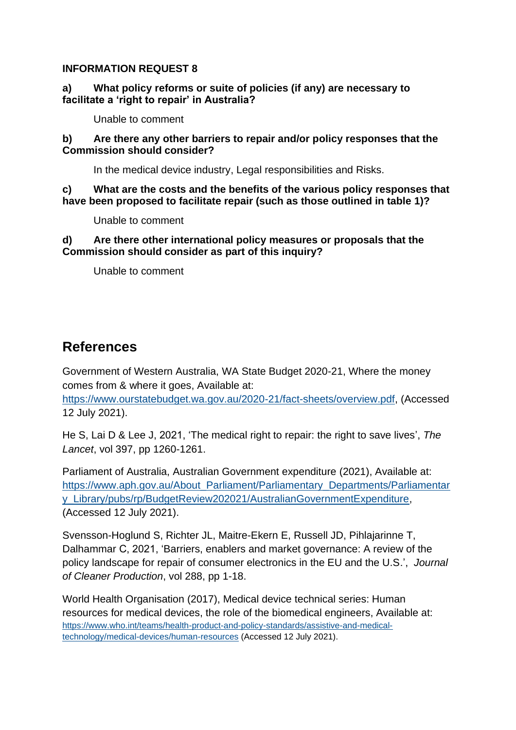**INFORMATION REQUEST 8**

**a) What policy reforms or suite of policies (if any) are necessary to facilitate a 'right to repair' in Australia?**

Unable to comment

**b) Are there any other barriers to repair and/or policy responses that the Commission should consider?**

In the medical device industry, Legal responsibilities and Risks.

**c) What are the costs and the benefits of the various policy responses that have been proposed to facilitate repair (such as those outlined in table 1)?**

Unable to comment

**d) Are there other international policy measures or proposals that the Commission should consider as part of this inquiry?**

Unable to comment

## References

Government of Western Australia, WA State Budget 2020-21, Where the money comes from & where it goes, Available at: https://www.ourstatebudget.wa.gov.au/2020-21/fact-sheets/overview.pdf, (Accessed 12 July 2021).

He S, Lai D & Lee J, 2021, 'The medical right to repair: the right to save lives', *The Lancet*, vol 397, pp 1260-1261.

Parliament of Australia, Australian Government expenditure (2021), Available at: https://www.aph.gov.au/About_Parliament/Parliamentary_Departments/Parliamentary_Library/pubs/rp/BudgetReview202021/AustralianGovernmentExpenditure, (Accessed 12 July 2021).

Svensson-Hoglund S, Richter JL, Maitre-Ekern E, Russell JD, Pihlajarinne T, Dalhammar C, 2021, 'Barriers, enablers and market governance: A review of the policy landscape for repair of consumer electronics in the EU and the U.S.', *Journal of Cleaner Production*, vol 288, pp 1-18.

World Health Organisation (2017), Medical device technical series: Human resources for medical devices, the role of the biomedical engineers, Available at: https://www.who.int/teams/health-product-and-policy-standards/assistive-and-medical-technology/medical-devices/human-resources (Accessed 12 July 2021).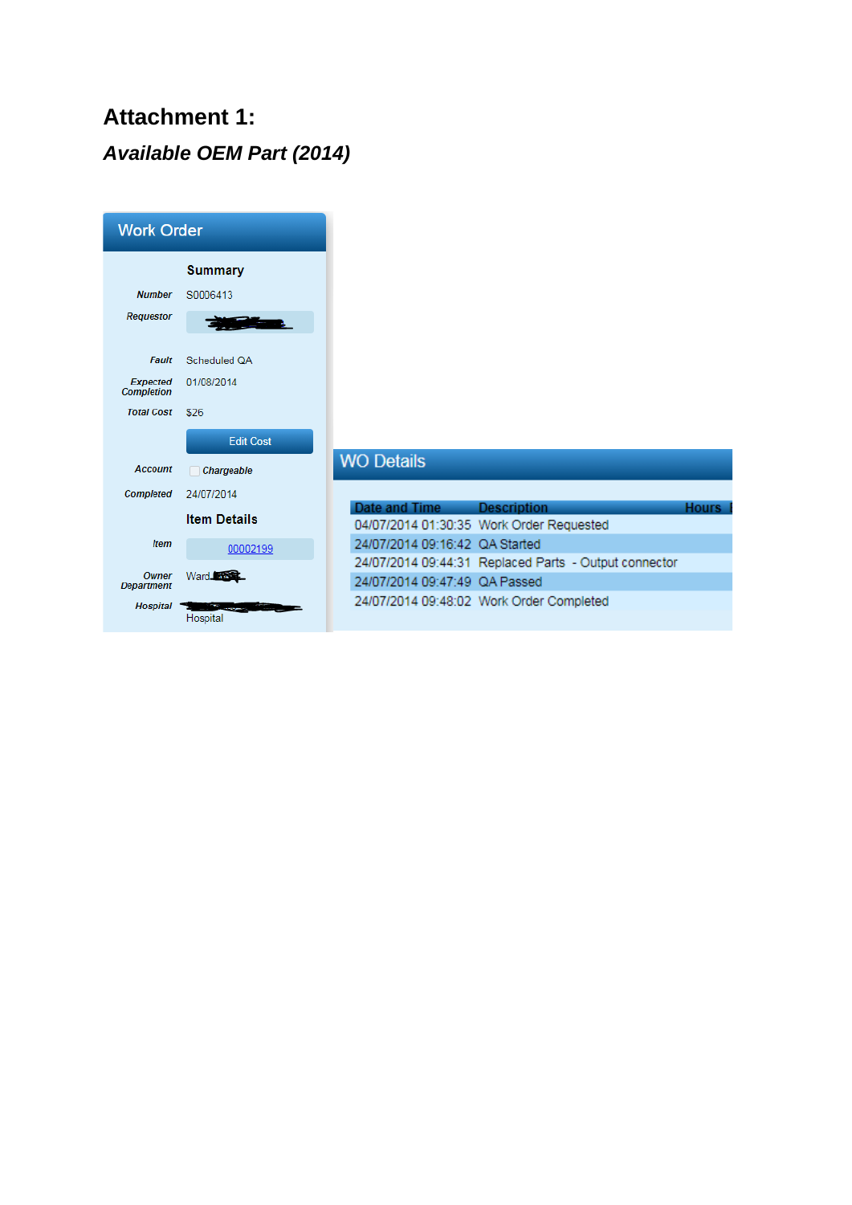# Attachment 1:

## *Available OEM Part (2014)*

**Work Order**

**Summary**

| | |
|---|---|
| Number | S0006413 |
| Requestor | |
| Fault | Scheduled QA |
| Expected Completion | 01/08/2014 |
| Total Cost | $26 |
| | Edit Cost |
| Account | Chargeable |
| Completed | 24/07/2014 |

**Item Details**

| | |
|---|---|
| Item | 00002199 |
| Owner Department | Ward |
| Hospital | Hospital |

**WO Details**

| Date and Time | Description | Hours |
|---|---|---|
| 04/07/2014 01:30:35 | Work Order Requested | |
| 24/07/2014 09:16:42 | QA Started | |
| 24/07/2014 09:44:31 | Replaced Parts - Output connector | |
| 24/07/2014 09:47:49 | QA Passed | |
| 24/07/2014 09:48:02 | Work Order Completed | |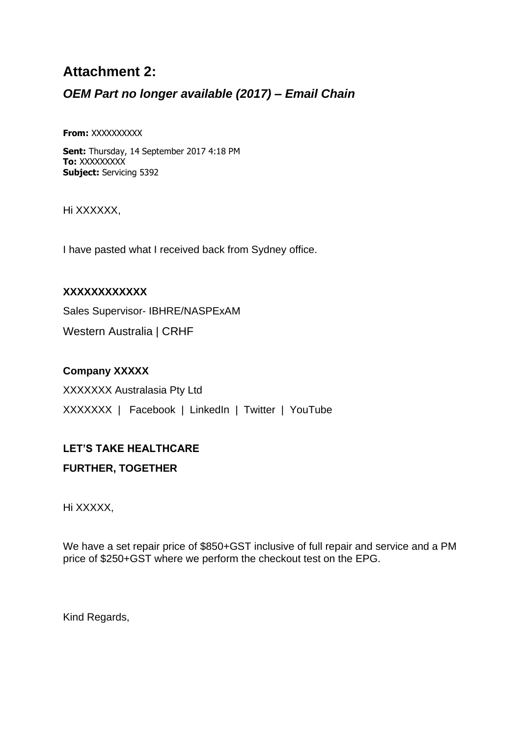## Attachment 2:

### *OEM Part no longer available (2017) – Email Chain*

**From:** XXXXXXXXXX

**Sent:** Thursday, 14 September 2017 4:18 PM
**To:** XXXXXXXXX
**Subject:** Servicing 5392

Hi XXXXXX,

I have pasted what I received back from Sydney office.

**XXXXXXXXXXXX**

Sales Supervisor- IBHRE/NASPExAM

Western Australia | CRHF

**Company XXXXX**

XXXXXXX Australasia Pty Ltd

XXXXXXX | Facebook | LinkedIn | Twitter | YouTube

**LET'S TAKE HEALTHCARE**

**FURTHER, TOGETHER**

Hi XXXXX,

We have a set repair price of $850+GST inclusive of full repair and service and a PM price of $250+GST where we perform the checkout test on the EPG.

Kind Regards,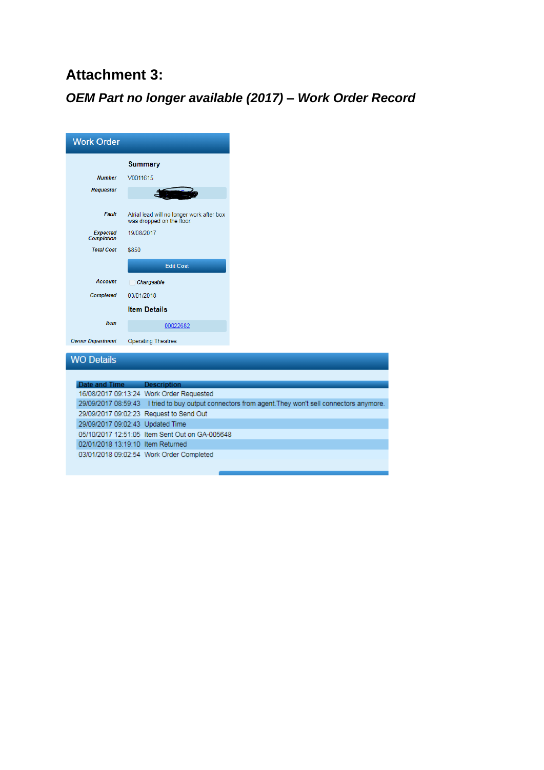## Attachment 3:

### *OEM Part no longer available (2017) – Work Order Record*

**Work Order**

**Summary**

| | |
|---|---|
| *Number* | V0011615 |
| *Requestor* | |
| *Fault* | Atrial lead will no longer work after box was dropped on the floor |
| *Expected Completion* | 19/08/2017 |
| *Total Cost* | $850 |
| | Edit Cost |
| *Account* | Chargeable |
| *Completed* | 03/01/2018 |

**Item Details**

| | |
|---|---|
| *Item* | 00022682 |
| *Owner Department* | Operating Theatres |

**WO Details**

| Date and Time | Description |
|---|---|
| 16/08/2017 09:13:24 | Work Order Requested |
| 29/09/2017 08:59:43 | I tried to buy output connectors from agent.They won't sell connectors anymore. |
| 29/09/2017 09:02:23 | Request to Send Out |
| 29/09/2017 09:02:43 | Updated Time |
| 05/10/2017 12:51:05 | Item Sent Out on GA-005648 |
| 02/01/2018 13:19:10 | Item Returned |
| 03/01/2018 09:02:54 | Work Order Completed |